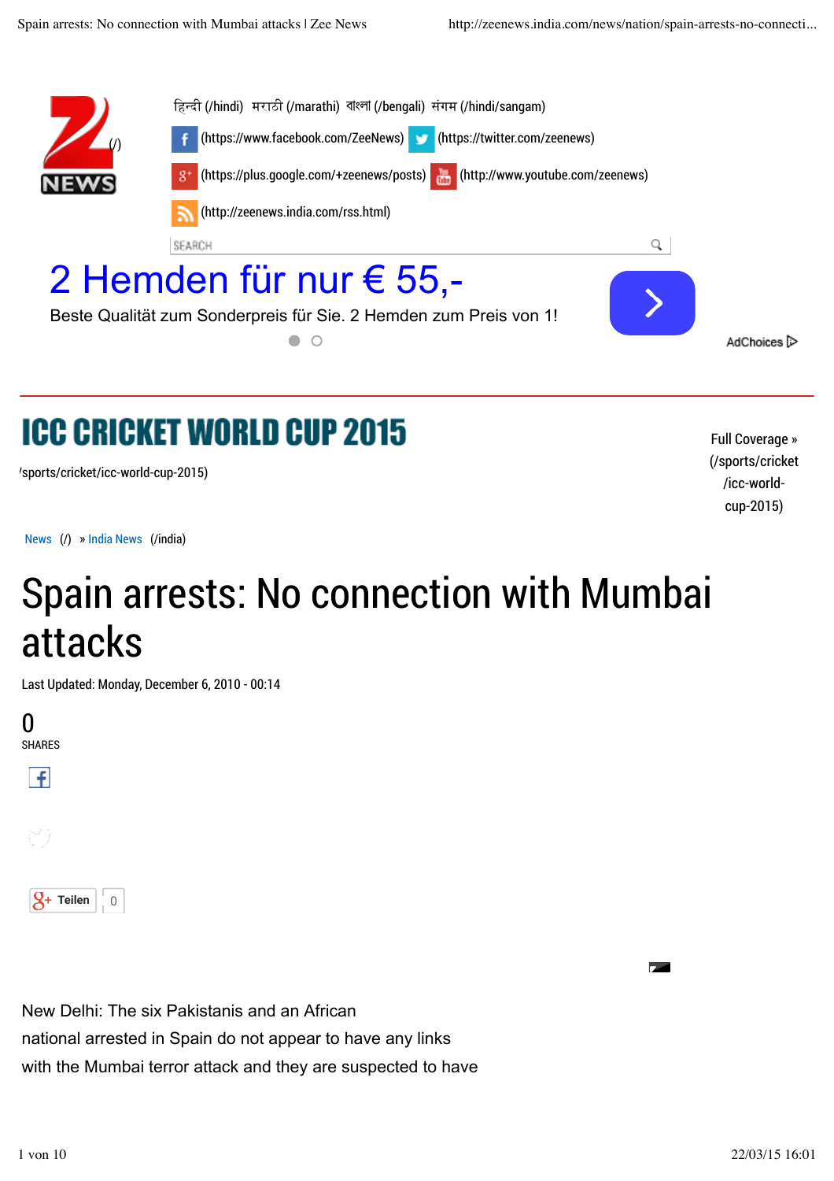हिन्दी (/hindi) मराठी (/marathi) বাংলা (/bengali) संगम (/hindi/sangam)

(https://www.facebook.com/ZeeNews) (https://twitter.com/zeenews)

(https://plus.google.com/+zeenews/posts) (http://www.youtube.com/zeenews)

(http://zeenews.india.com/rss.html)

SEARCH

2 Hemden für nur € 55,-

Beste Qualität zum Sonderpreis für Sie. 2 Hemden zum Preis von 1!

AdChoices

ICC CRICKET WORLD CUP 2015

(/sports/cricket/icc-world-cup-2015)

Full Coverage » (/sports/cricket/icc-world-cup-2015)

News (/) » India News (/india)

# Spain arrests: No connection with Mumbai attacks

Last Updated: Monday, December 6, 2010 - 00:14

0
SHARES

Teilen 0

New Delhi: The six Pakistanis and an African national arrested in Spain do not appear to have any links with the Mumbai terror attack and they are suspected to have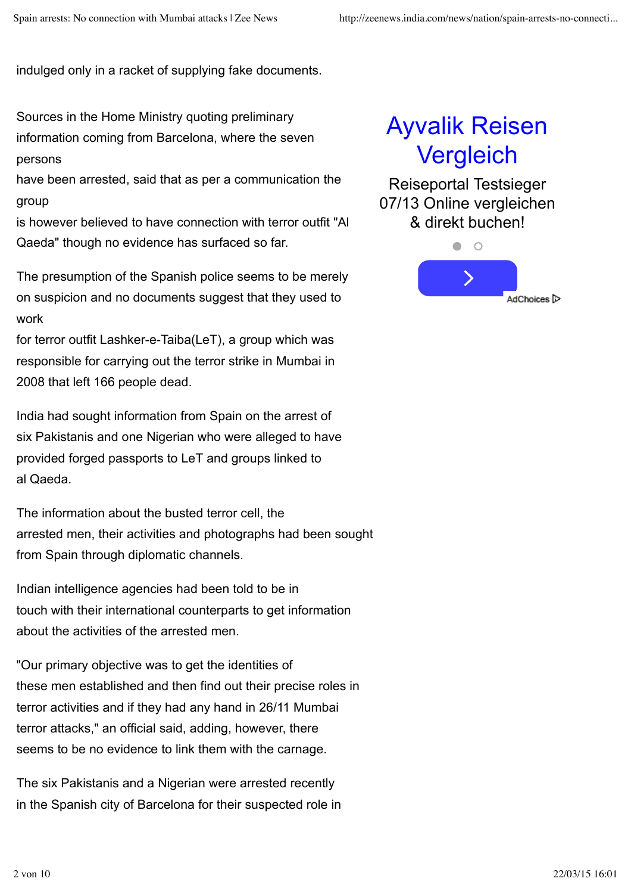indulged only in a racket of supplying fake documents.

Sources in the Home Ministry quoting preliminary information coming from Barcelona, where the seven persons have been arrested, said that as per a communication the group is however believed to have connection with terror outfit "Al Qaeda" though no evidence has surfaced so far.

The presumption of the Spanish police seems to be merely on suspicion and no documents suggest that they used to work for terror outfit Lashker-e-Taiba(LeT), a group which was responsible for carrying out the terror strike in Mumbai in 2008 that left 166 people dead.

India had sought information from Spain on the arrest of six Pakistanis and one Nigerian who were alleged to have provided forged passports to LeT and groups linked to al Qaeda.

The information about the busted terror cell, the arrested men, their activities and photographs had been sought from Spain through diplomatic channels.

Indian intelligence agencies had been told to be in touch with their international counterparts to get information about the activities of the arrested men.

"Our primary objective was to get the identities of these men established and then find out their precise roles in terror activities and if they had any hand in 26/11 Mumbai terror attacks," an official said, adding, however, there seems to be no evidence to link them with the carnage.

The six Pakistanis and a Nigerian were arrested recently in the Spanish city of Barcelona for their suspected role in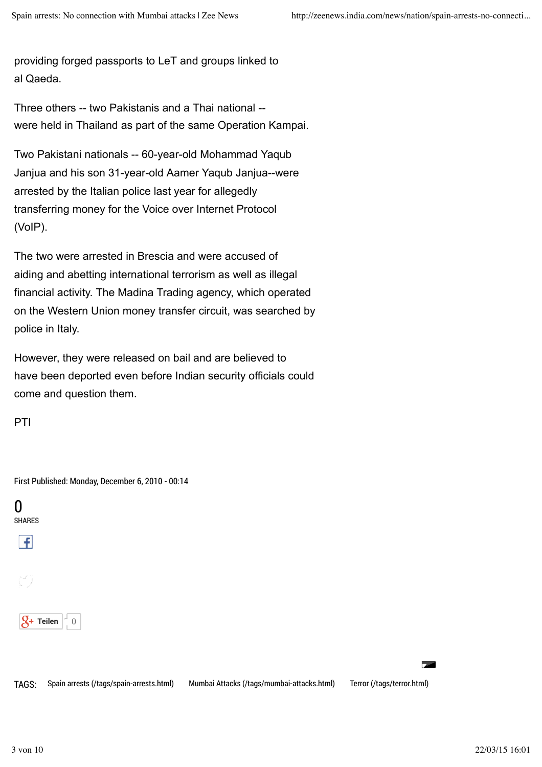providing forged passports to LeT and groups linked to al Qaeda.

Three others -- two Pakistanis and a Thai national -- were held in Thailand as part of the same Operation Kampai.

Two Pakistani nationals -- 60-year-old Mohammad Yaqub Janjua and his son 31-year-old Aamer Yaqub Janjua--were arrested by the Italian police last year for allegedly transferring money for the Voice over Internet Protocol (VoIP).

The two were arrested in Brescia and were accused of aiding and abetting international terrorism as well as illegal financial activity. The Madina Trading agency, which operated on the Western Union money transfer circuit, was searched by police in Italy.

However, they were released on bail and are believed to have been deported even before Indian security officials could come and question them.

PTI

First Published: Monday, December 6, 2010 - 00:14

0
SHARES

Teilen 0

TAGS: Spain arrests (/tags/spain-arrests.html) Mumbai Attacks (/tags/mumbai-attacks.html) Terror (/tags/terror.html)